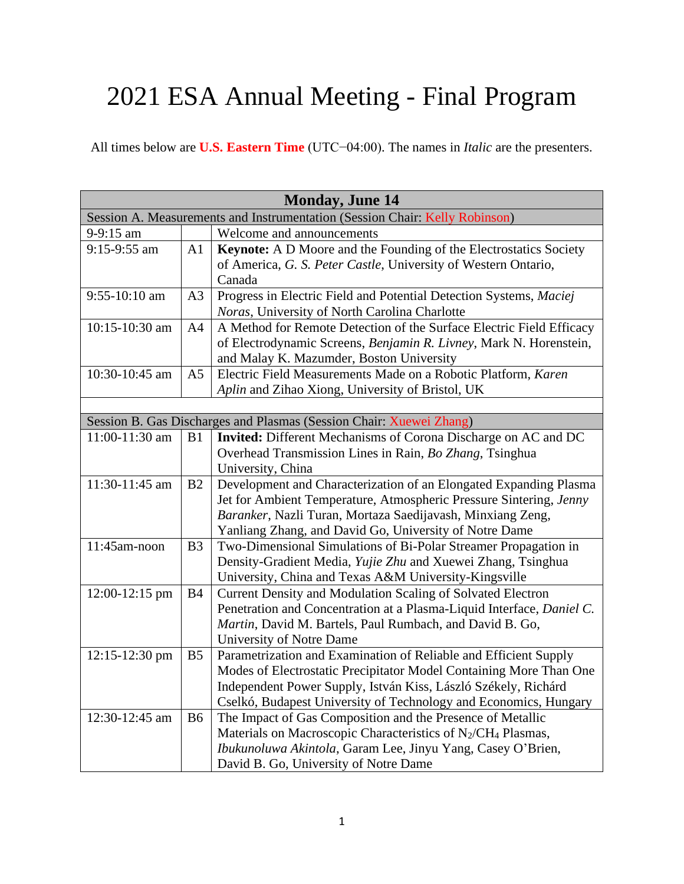# 2021 ESA Annual Meeting - Final Program

All times below are **U.S. Eastern Time** (UTC−04:00). The names in *Italic* are the presenters.

| **Monday, June 14** | | |
|---|---|---|
| Session A. Measurements and Instrumentation (Session Chair: Kelly Robinson) | | |
| 9-9:15 am | | Welcome and announcements |
| 9:15-9:55 am | A1 | **Keynote:** A D Moore and the Founding of the Electrostatics Society of America, *G. S. Peter Castle*, University of Western Ontario, Canada |
| 9:55-10:10 am | A3 | Progress in Electric Field and Potential Detection Systems, *Maciej Noras*, University of North Carolina Charlotte |
| 10:15-10:30 am | A4 | A Method for Remote Detection of the Surface Electric Field Efficacy of Electrodynamic Screens, *Benjamin R. Livney*, Mark N. Horenstein, and Malay K. Mazumder, Boston University |
| 10:30-10:45 am | A5 | Electric Field Measurements Made on a Robotic Platform, *Karen Aplin* and Zihao Xiong, University of Bristol, UK |
| | | |
| Session B. Gas Discharges and Plasmas (Session Chair: Xuewei Zhang) | | |
| 11:00-11:30 am | B1 | **Invited:** Different Mechanisms of Corona Discharge on AC and DC Overhead Transmission Lines in Rain, *Bo Zhang*, Tsinghua University, China |
| 11:30-11:45 am | B2 | Development and Characterization of an Elongated Expanding Plasma Jet for Ambient Temperature, Atmospheric Pressure Sintering, *Jenny Baranker*, Nazli Turan, Mortaza Saedijavash, Minxiang Zeng, Yanliang Zhang, and David Go, University of Notre Dame |
| 11:45am-noon | B3 | Two-Dimensional Simulations of Bi-Polar Streamer Propagation in Density-Gradient Media, *Yujie Zhu* and Xuewei Zhang, Tsinghua University, China and Texas A&M University-Kingsville |
| 12:00-12:15 pm | B4 | Current Density and Modulation Scaling of Solvated Electron Penetration and Concentration at a Plasma-Liquid Interface, *Daniel C. Martin*, David M. Bartels, Paul Rumbach, and David B. Go, University of Notre Dame |
| 12:15-12:30 pm | B5 | Parametrization and Examination of Reliable and Efficient Supply Modes of Electrostatic Precipitator Model Containing More Than One Independent Power Supply, István Kiss, László Székely, Richárd Cselkó, Budapest University of Technology and Economics, Hungary |
| 12:30-12:45 am | B6 | The Impact of Gas Composition and the Presence of Metallic Materials on Macroscopic Characteristics of $N_2/CH_4$ Plasmas, *Ibukunoluwa Akintola*, Garam Lee, Jinyu Yang, Casey O'Brien, David B. Go, University of Notre Dame |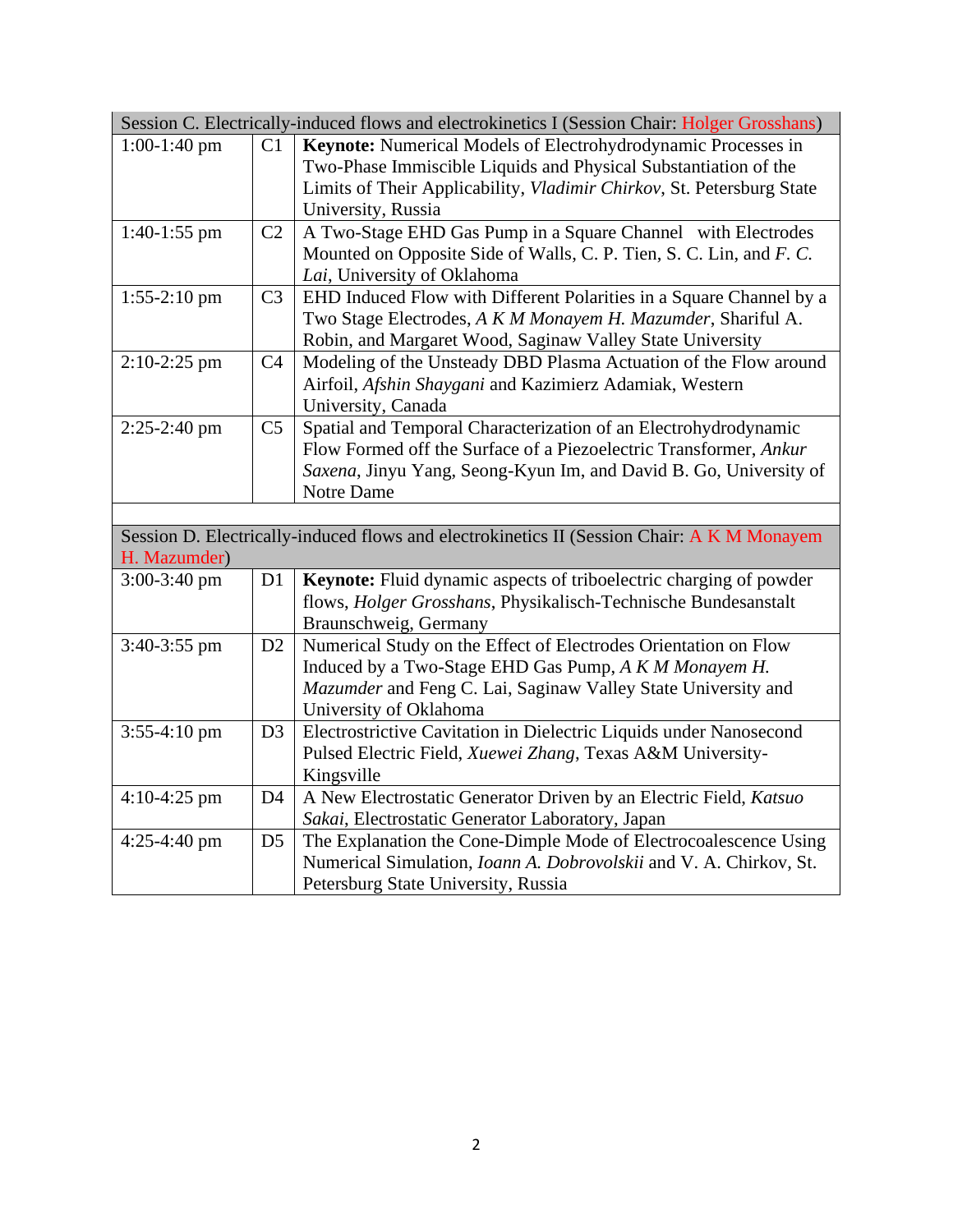| Session C. Electrically-induced flows and electrokinetics I (Session Chair: Holger Grosshans) | | |
|---|---|---|
| 1:00-1:40 pm | C1 | **Keynote:** Numerical Models of Electrohydrodynamic Processes in Two-Phase Immiscible Liquids and Physical Substantiation of the Limits of Their Applicability, *Vladimir Chirkov*, St. Petersburg State University, Russia |
| 1:40-1:55 pm | C2 | A Two-Stage EHD Gas Pump in a Square Channel with Electrodes Mounted on Opposite Side of Walls, C. P. Tien, S. C. Lin, and *F. C. Lai*, University of Oklahoma |
| 1:55-2:10 pm | C3 | EHD Induced Flow with Different Polarities in a Square Channel by a Two Stage Electrodes, *A K M Monayem H. Mazumder*, Shariful A. Robin, and Margaret Wood, Saginaw Valley State University |
| 2:10-2:25 pm | C4 | Modeling of the Unsteady DBD Plasma Actuation of the Flow around Airfoil, *Afshin Shaygani* and Kazimierz Adamiak, Western University, Canada |
| 2:25-2:40 pm | C5 | Spatial and Temporal Characterization of an Electrohydrodynamic Flow Formed off the Surface of a Piezoelectric Transformer, *Ankur Saxena*, Jinyu Yang, Seong-Kyun Im, and David B. Go, University of Notre Dame |

| Session D. Electrically-induced flows and electrokinetics II (Session Chair: A K M Monayem H. Mazumder) | | |
|---|---|---|
| 3:00-3:40 pm | D1 | **Keynote:** Fluid dynamic aspects of triboelectric charging of powder flows, *Holger Grosshans*, Physikalisch-Technische Bundesanstalt Braunschweig, Germany |
| 3:40-3:55 pm | D2 | Numerical Study on the Effect of Electrodes Orientation on Flow Induced by a Two-Stage EHD Gas Pump, *A K M Monayem H. Mazumder* and Feng C. Lai, Saginaw Valley State University and University of Oklahoma |
| 3:55-4:10 pm | D3 | Electrostrictive Cavitation in Dielectric Liquids under Nanosecond Pulsed Electric Field, *Xuewei Zhang*, Texas A&M University-Kingsville |
| 4:10-4:25 pm | D4 | A New Electrostatic Generator Driven by an Electric Field, *Katsuo Sakai*, Electrostatic Generator Laboratory, Japan |
| 4:25-4:40 pm | D5 | The Explanation the Cone-Dimple Mode of Electrocoalescence Using Numerical Simulation, *Ioann A. Dobrovolskii* and V. A. Chirkov, St. Petersburg State University, Russia |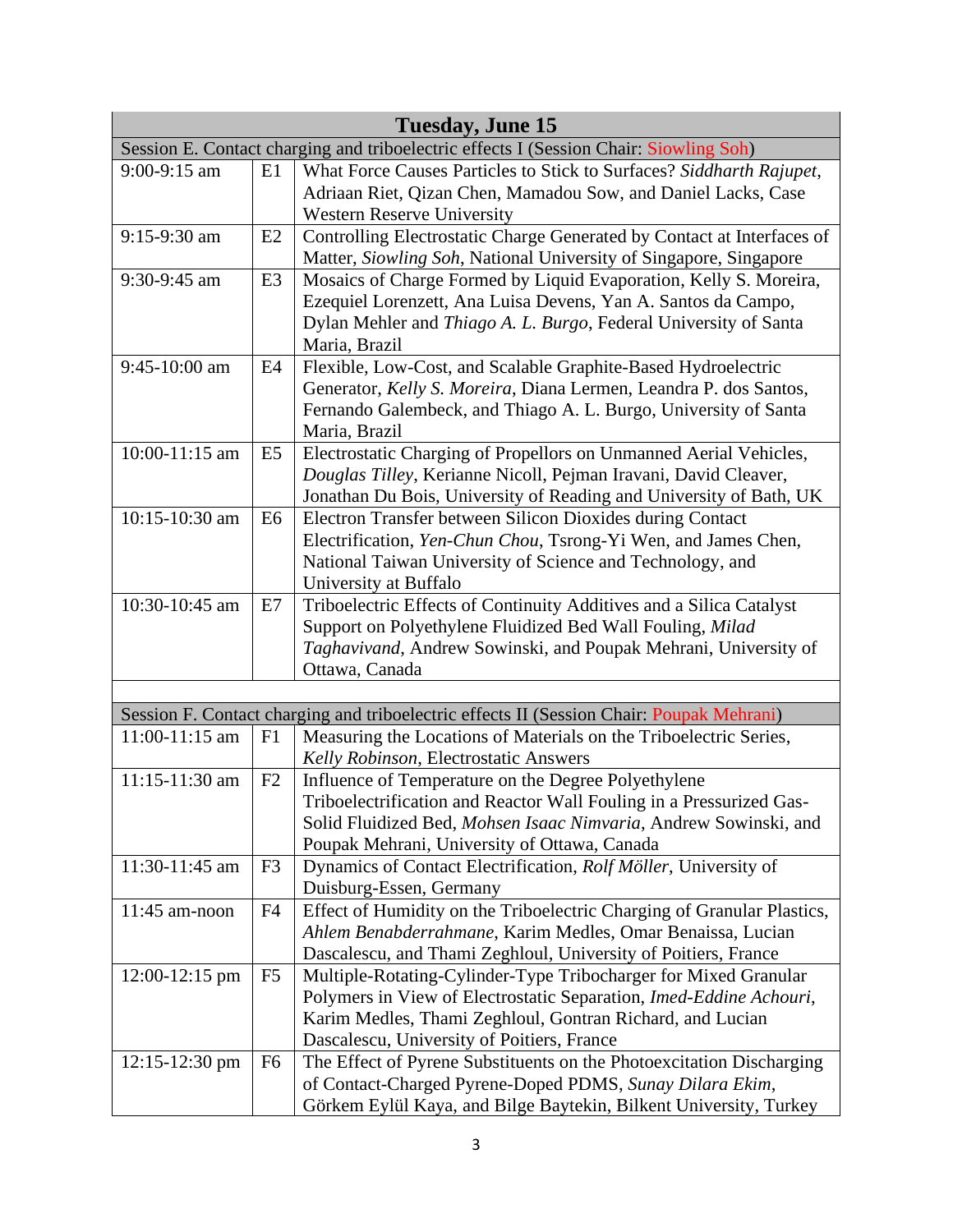| Tuesday, June 15 | | |
|---|---|---|
| Session E. Contact charging and triboelectric effects I (Session Chair: Siowling Soh) | | |
| 9:00-9:15 am | E1 | What Force Causes Particles to Stick to Surfaces? *Siddharth Rajupet*, Adriaan Riet, Qizan Chen, Mamadou Sow, and Daniel Lacks, Case Western Reserve University |
| 9:15-9:30 am | E2 | Controlling Electrostatic Charge Generated by Contact at Interfaces of Matter, *Siowling Soh*, National University of Singapore, Singapore |
| 9:30-9:45 am | E3 | Mosaics of Charge Formed by Liquid Evaporation, Kelly S. Moreira, Ezequiel Lorenzett, Ana Luisa Devens, Yan A. Santos da Campo, Dylan Mehler and *Thiago A. L. Burgo*, Federal University of Santa Maria, Brazil |
| 9:45-10:00 am | E4 | Flexible, Low-Cost, and Scalable Graphite-Based Hydroelectric Generator, *Kelly S. Moreira*, Diana Lermen, Leandra P. dos Santos, Fernando Galembeck, and Thiago A. L. Burgo, University of Santa Maria, Brazil |
| 10:00-11:15 am | E5 | Electrostatic Charging of Propellors on Unmanned Aerial Vehicles, *Douglas Tilley*, Kerianne Nicoll, Pejman Iravani, David Cleaver, Jonathan Du Bois, University of Reading and University of Bath, UK |
| 10:15-10:30 am | E6 | Electron Transfer between Silicon Dioxides during Contact Electrification, *Yen-Chun Chou*, Tsrong-Yi Wen, and James Chen, National Taiwan University of Science and Technology, and University at Buffalo |
| 10:30-10:45 am | E7 | Triboelectric Effects of Continuity Additives and a Silica Catalyst Support on Polyethylene Fluidized Bed Wall Fouling, *Milad Taghavivand*, Andrew Sowinski, and Poupak Mehrani, University of Ottawa, Canada |
| | | |
| Session F. Contact charging and triboelectric effects II (Session Chair: Poupak Mehrani) | | |
| 11:00-11:15 am | F1 | Measuring the Locations of Materials on the Triboelectric Series, *Kelly Robinson*, Electrostatic Answers |
| 11:15-11:30 am | F2 | Influence of Temperature on the Degree Polyethylene Triboelectrification and Reactor Wall Fouling in a Pressurized Gas-Solid Fluidized Bed, *Mohsen Isaac Nimvaria*, Andrew Sowinski, and Poupak Mehrani, University of Ottawa, Canada |
| 11:30-11:45 am | F3 | Dynamics of Contact Electrification, *Rolf Möller*, University of Duisburg-Essen, Germany |
| 11:45 am-noon | F4 | Effect of Humidity on the Triboelectric Charging of Granular Plastics, *Ahlem Benabderrahmane*, Karim Medles, Omar Benaissa, Lucian Dascalescu, and Thami Zeghloul, University of Poitiers, France |
| 12:00-12:15 pm | F5 | Multiple-Rotating-Cylinder-Type Tribocharger for Mixed Granular Polymers in View of Electrostatic Separation, *Imed-Eddine Achouri*, Karim Medles, Thami Zeghloul, Gontran Richard, and Lucian Dascalescu, University of Poitiers, France |
| 12:15-12:30 pm | F6 | The Effect of Pyrene Substituents on the Photoexcitation Discharging of Contact-Charged Pyrene-Doped PDMS, *Sunay Dilara Ekim*, Görkem Eylül Kaya, and Bilge Baytekin, Bilkent University, Turkey |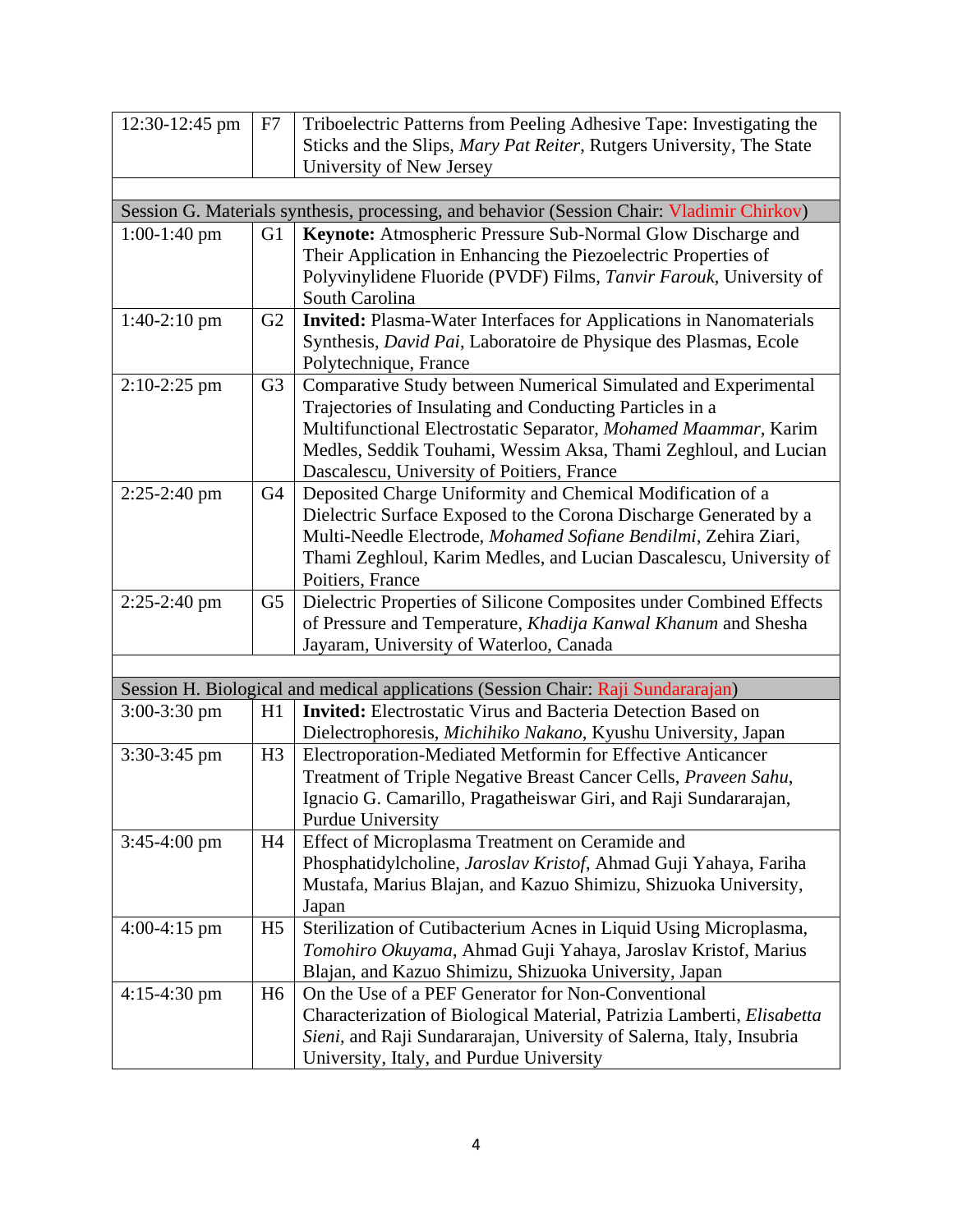| | | |
|---|---|---|
| 12:30-12:45 pm | F7 | Triboelectric Patterns from Peeling Adhesive Tape: Investigating the Sticks and the Slips, *Mary Pat Reiter*, Rutgers University, The State University of New Jersey |
| | | |
| Session G. Materials synthesis, processing, and behavior (Session Chair: Vladimir Chirkov) | | |
| 1:00-1:40 pm | G1 | **Keynote:** Atmospheric Pressure Sub-Normal Glow Discharge and Their Application in Enhancing the Piezoelectric Properties of Polyvinylidene Fluoride (PVDF) Films, *Tanvir Farouk*, University of South Carolina |
| 1:40-2:10 pm | G2 | **Invited:** Plasma-Water Interfaces for Applications in Nanomaterials Synthesis, *David Pai*, Laboratoire de Physique des Plasmas, Ecole Polytechnique, France |
| 2:10-2:25 pm | G3 | Comparative Study between Numerical Simulated and Experimental Trajectories of Insulating and Conducting Particles in a Multifunctional Electrostatic Separator, *Mohamed Maammar*, Karim Medles, Seddik Touhami, Wessim Aksa, Thami Zeghloul, and Lucian Dascalescu, University of Poitiers, France |
| 2:25-2:40 pm | G4 | Deposited Charge Uniformity and Chemical Modification of a Dielectric Surface Exposed to the Corona Discharge Generated by a Multi-Needle Electrode, *Mohamed Sofiane Bendilmi*, Zehira Ziari, Thami Zeghloul, Karim Medles, and Lucian Dascalescu, University of Poitiers, France |
| 2:25-2:40 pm | G5 | Dielectric Properties of Silicone Composites under Combined Effects of Pressure and Temperature, *Khadija Kanwal Khanum* and Shesha Jayaram, University of Waterloo, Canada |
| | | |
| Session H. Biological and medical applications (Session Chair: Raji Sundararajan) | | |
| 3:00-3:30 pm | H1 | **Invited:** Electrostatic Virus and Bacteria Detection Based on Dielectrophoresis, *Michihiko Nakano*, Kyushu University, Japan |
| 3:30-3:45 pm | H3 | Electroporation-Mediated Metformin for Effective Anticancer Treatment of Triple Negative Breast Cancer Cells, *Praveen Sahu*, Ignacio G. Camarillo, Pragatheiswar Giri, and Raji Sundararajan, Purdue University |
| 3:45-4:00 pm | H4 | Effect of Microplasma Treatment on Ceramide and Phosphatidylcholine, *Jaroslav Kristof*, Ahmad Guji Yahaya, Fariha Mustafa, Marius Blajan, and Kazuo Shimizu, Shizuoka University, Japan |
| 4:00-4:15 pm | H5 | Sterilization of Cutibacterium Acnes in Liquid Using Microplasma, *Tomohiro Okuyama*, Ahmad Guji Yahaya, Jaroslav Kristof, Marius Blajan, and Kazuo Shimizu, Shizuoka University, Japan |
| 4:15-4:30 pm | H6 | On the Use of a PEF Generator for Non-Conventional Characterization of Biological Material, Patrizia Lamberti, *Elisabetta Sieni*, and Raji Sundararajan, University of Salerna, Italy, Insubria University, Italy, and Purdue University |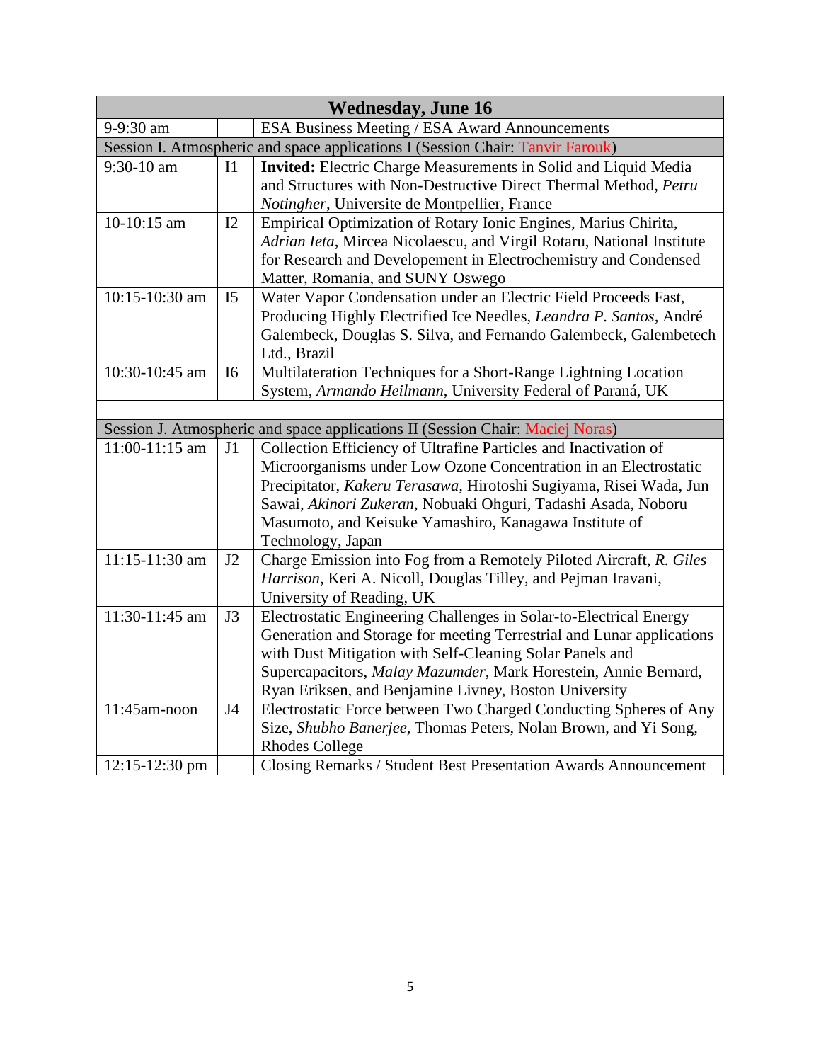| Wednesday, June 16 | | |
|---|---|---|
| 9-9:30 am | | ESA Business Meeting / ESA Award Announcements |
| Session I. Atmospheric and space applications I (Session Chair: Tanvir Farouk) | | |
| 9:30-10 am | I1 | **Invited:** Electric Charge Measurements in Solid and Liquid Media and Structures with Non-Destructive Direct Thermal Method, *Petru Notingher*, Universite de Montpellier, France |
| 10-10:15 am | I2 | Empirical Optimization of Rotary Ionic Engines, Marius Chirita, *Adrian Ieta*, Mircea Nicolaescu, and Virgil Rotaru, National Institute for Research and Developement in Electrochemistry and Condensed Matter, Romania, and SUNY Oswego |
| 10:15-10:30 am | I5 | Water Vapor Condensation under an Electric Field Proceeds Fast, Producing Highly Electrified Ice Needles, *Leandra P. Santos*, André Galembeck, Douglas S. Silva, and Fernando Galembeck, Galembetech Ltd., Brazil |
| 10:30-10:45 am | I6 | Multilateration Techniques for a Short-Range Lightning Location System, *Armando Heilmann*, University Federal of Paraná, UK |
| | | |
| Session J. Atmospheric and space applications II (Session Chair: Maciej Noras) | | |
| 11:00-11:15 am | J1 | Collection Efficiency of Ultrafine Particles and Inactivation of Microorganisms under Low Ozone Concentration in an Electrostatic Precipitator, *Kakeru Terasawa*, Hirotoshi Sugiyama, Risei Wada, Jun Sawai, *Akinori Zukeran*, Nobuaki Ohguri, Tadashi Asada, Noboru Masumoto, and Keisuke Yamashiro, Kanagawa Institute of Technology, Japan |
| 11:15-11:30 am | J2 | Charge Emission into Fog from a Remotely Piloted Aircraft, *R. Giles Harrison*, Keri A. Nicoll, Douglas Tilley, and Pejman Iravani, University of Reading, UK |
| 11:30-11:45 am | J3 | Electrostatic Engineering Challenges in Solar-to-Electrical Energy Generation and Storage for meeting Terrestrial and Lunar applications with Dust Mitigation with Self-Cleaning Solar Panels and Supercapacitors, *Malay Mazumder*, Mark Horestein, Annie Bernard, Ryan Eriksen, and Benjamine Livney, Boston University |
| 11:45am-noon | J4 | Electrostatic Force between Two Charged Conducting Spheres of Any Size, *Shubho Banerjee*, Thomas Peters, Nolan Brown, and Yi Song, Rhodes College |
| 12:15-12:30 pm | | Closing Remarks / Student Best Presentation Awards Announcement |